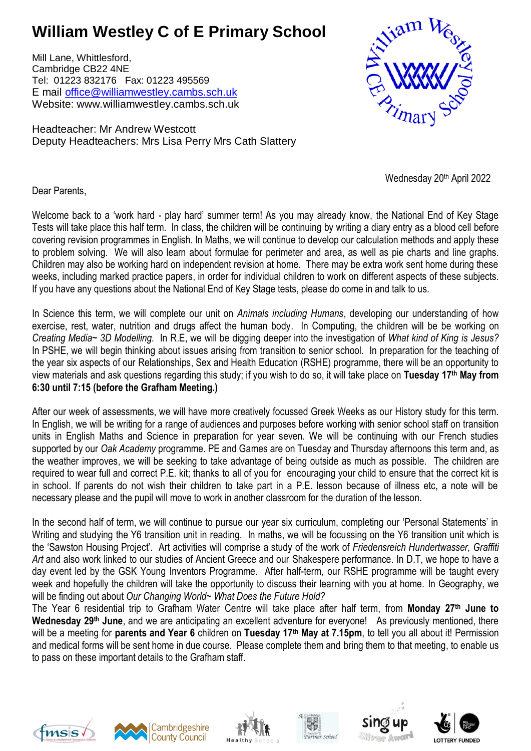# William Westley C of E Primary School

Mill Lane, Whittlesford,
Cambridge CB22 4NE
Tel: 01223 832176 Fax: 01223 495569
E mail office@williamwestley.cambs.sch.uk
Website: www.williamwestley.cambs.sch.uk

Headteacher: Mr Andrew Westcott
Deputy Headteachers: Mrs Lisa Perry Mrs Cath Slattery

Wednesday 20th April 2022

Dear Parents,

Welcome back to a 'work hard - play hard' summer term! As you may already know, the National End of Key Stage Tests will take place this half term. In class, the children will be continuing by writing a diary entry as a blood cell before covering revision programmes in English. In Maths, we will continue to develop our calculation methods and apply these to problem solving. We will also learn about formulae for perimeter and area, as well as pie charts and line graphs. Children may also be working hard on independent revision at home. There may be extra work sent home during these weeks, including marked practice papers, in order for individual children to work on different aspects of these subjects. If you have any questions about the National End of Key Stage tests, please do come in and talk to us.

In Science this term, we will complete our unit on *Animals including Humans*, developing our understanding of how exercise, rest, water, nutrition and drugs affect the human body. In Computing, the children will be working on *Creating Media~ 3D Modelling.* In R.E, we will be digging deeper into the investigation of *What kind of King is Jesus?* In PSHE, we will begin thinking about issues arising from transition to senior school. In preparation for the teaching of the year six aspects of our Relationships, Sex and Health Education (RSHE) programme, there will be an opportunity to view materials and ask questions regarding this study; if you wish to do so, it will take place on **Tuesday 17th May from 6:30 until 7:15 (before the Grafham Meeting.)**

After our week of assessments, we will have more creatively focussed Greek Weeks as our History study for this term. In English, we will be writing for a range of audiences and purposes before working with senior school staff on transition units in English Maths and Science in preparation for year seven. We will be continuing with our French studies supported by our *Oak Academy* programme. PE and Games are on Tuesday and Thursday afternoons this term and, as the weather improves, we will be seeking to take advantage of being outside as much as possible. The children are required to wear full and correct P.E. kit; thanks to all of you for encouraging your child to ensure that the correct kit is in school. If parents do not wish their children to take part in a P.E. lesson because of illness etc, a note will be necessary please and the pupil will move to work in another classroom for the duration of the lesson.

In the second half of term, we will continue to pursue our year six curriculum, completing our 'Personal Statements' in Writing and studying the Y6 transition unit in reading. In maths, we will be focussing on the Y6 transition unit which is the 'Sawston Housing Project'. Art activities will comprise a study of the work of *Friedensreich Hundertwasser, Graffiti Art* and also work linked to our studies of Ancient Greece and our Shakespere performance. In D.T, we hope to have a day event led by the GSK Young Inventors Programme. After half-term, our RSHE programme will be taught every week and hopefully the children will take the opportunity to discuss their learning with you at home. In Geography, we will be finding out about *Our Changing World~ What Does the Future Hold?*

The Year 6 residential trip to Grafham Water Centre will take place after half term, from **Monday 27th June to Wednesday 29th June**, and we are anticipating an excellent adventure for everyone! As previously mentioned, there will be a meeting for **parents and Year 6** children on **Tuesday 17th May at 7.15pm**, to tell you all about it! Permission and medical forms will be sent home in due course. Please complete them and bring them to that meeting, to enable us to pass on these important details to the Grafham staff.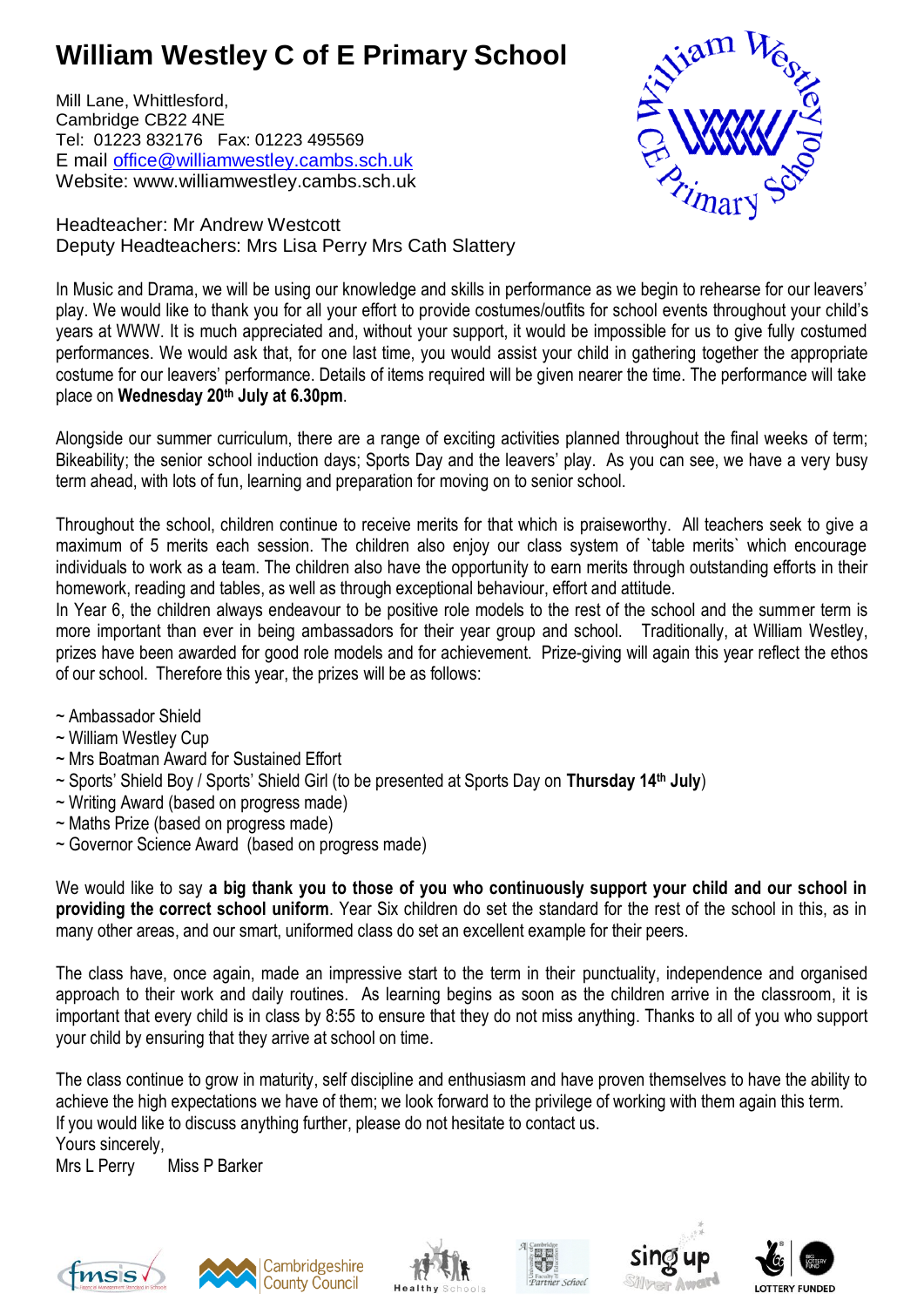# William Westley C of E Primary School

Mill Lane, Whittlesford,
Cambridge CB22 4NE
Tel: 01223 832176 Fax: 01223 495569
E mail office@williamwestley.cambs.sch.uk
Website: www.williamwestley.cambs.sch.uk

Headteacher: Mr Andrew Westcott
Deputy Headteachers: Mrs Lisa Perry Mrs Cath Slattery

In Music and Drama, we will be using our knowledge and skills in performance as we begin to rehearse for our leavers' play. We would like to thank you for all your effort to provide costumes/outfits for school events throughout your child's years at WWW. It is much appreciated and, without your support, it would be impossible for us to give fully costumed performances. We would ask that, for one last time, you would assist your child in gathering together the appropriate costume for our leavers' performance. Details of items required will be given nearer the time. The performance will take place on **Wednesday 20th July at 6.30pm**.

Alongside our summer curriculum, there are a range of exciting activities planned throughout the final weeks of term; Bikeability; the senior school induction days; Sports Day and the leavers' play. As you can see, we have a very busy term ahead, with lots of fun, learning and preparation for moving on to senior school.

Throughout the school, children continue to receive merits for that which is praiseworthy. All teachers seek to give a maximum of 5 merits each session. The children also enjoy our class system of `table merits` which encourage individuals to work as a team. The children also have the opportunity to earn merits through outstanding efforts in their homework, reading and tables, as well as through exceptional behaviour, effort and attitude.
In Year 6, the children always endeavour to be positive role models to the rest of the school and the summer term is more important than ever in being ambassadors for their year group and school. Traditionally, at William Westley, prizes have been awarded for good role models and for achievement. Prize-giving will again this year reflect the ethos of our school. Therefore this year, the prizes will be as follows:

~ Ambassador Shield
~ William Westley Cup
~ Mrs Boatman Award for Sustained Effort
~ Sports' Shield Boy / Sports' Shield Girl (to be presented at Sports Day on **Thursday 14th July**)
~ Writing Award (based on progress made)
~ Maths Prize (based on progress made)
~ Governor Science Award (based on progress made)

We would like to say **a big thank you to those of you who continuously support your child and our school in providing the correct school uniform**. Year Six children do set the standard for the rest of the school in this, as in many other areas, and our smart, uniformed class do set an excellent example for their peers.

The class have, once again, made an impressive start to the term in their punctuality, independence and organised approach to their work and daily routines. As learning begins as soon as the children arrive in the classroom, it is important that every child is in class by 8:55 to ensure that they do not miss anything. Thanks to all of you who support your child by ensuring that they arrive at school on time.

The class continue to grow in maturity, self discipline and enthusiasm and have proven themselves to have the ability to achieve the high expectations we have of them; we look forward to the privilege of working with them again this term.
If you would like to discuss anything further, please do not hesitate to contact us.
Yours sincerely,
Mrs L Perry Miss P Barker